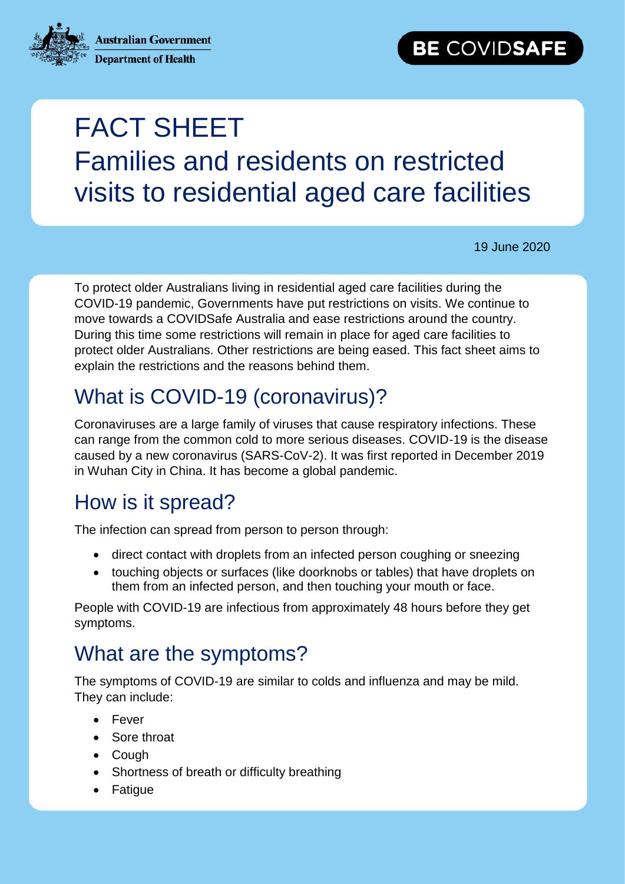Australian Government
Department of Health

BE COVIDSAFE

# FACT SHEET
# Families and residents on restricted visits to residential aged care facilities

19 June 2020

To protect older Australians living in residential aged care facilities during the COVID-19 pandemic, Governments have put restrictions on visits. We continue to move towards a COVIDSafe Australia and ease restrictions around the country. During this time some restrictions will remain in place for aged care facilities to protect older Australians. Other restrictions are being eased. This fact sheet aims to explain the restrictions and the reasons behind them.

## What is COVID-19 (coronavirus)?

Coronaviruses are a large family of viruses that cause respiratory infections. These can range from the common cold to more serious diseases. COVID-19 is the disease caused by a new coronavirus (SARS-CoV-2). It was first reported in December 2019 in Wuhan City in China. It has become a global pandemic.

## How is it spread?

The infection can spread from person to person through:

- direct contact with droplets from an infected person coughing or sneezing
- touching objects or surfaces (like doorknobs or tables) that have droplets on them from an infected person, and then touching your mouth or face.

People with COVID-19 are infectious from approximately 48 hours before they get symptoms.

## What are the symptoms?

The symptoms of COVID-19 are similar to colds and influenza and may be mild. They can include:

- Fever
- Sore throat
- Cough
- Shortness of breath or difficulty breathing
- Fatigue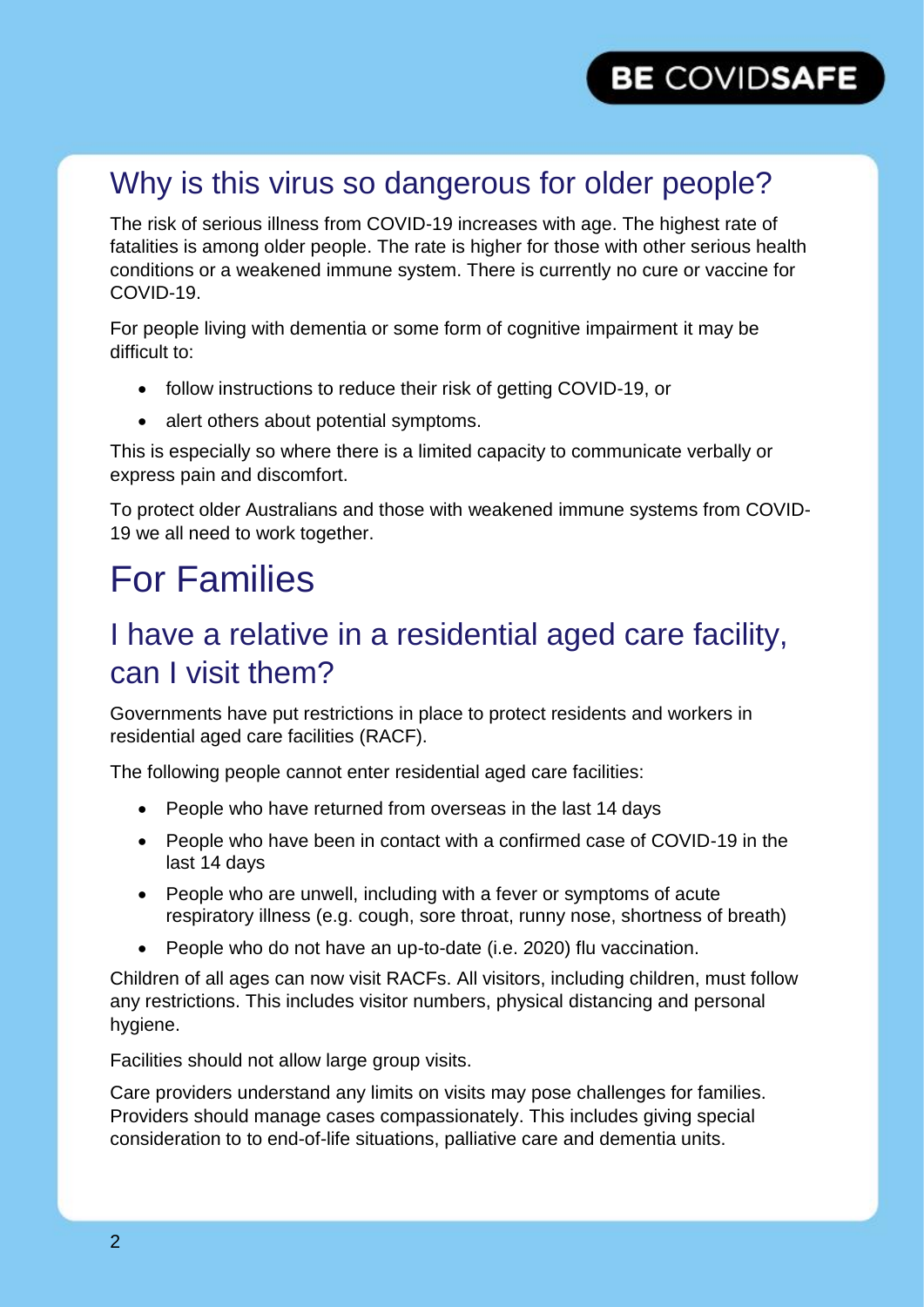## Why is this virus so dangerous for older people?

The risk of serious illness from COVID-19 increases with age. The highest rate of fatalities is among older people. The rate is higher for those with other serious health conditions or a weakened immune system. There is currently no cure or vaccine for COVID-19.

For people living with dementia or some form of cognitive impairment it may be difficult to:

- follow instructions to reduce their risk of getting COVID-19, or
- alert others about potential symptoms.

This is especially so where there is a limited capacity to communicate verbally or express pain and discomfort.

To protect older Australians and those with weakened immune systems from COVID-19 we all need to work together.

# For Families

## I have a relative in a residential aged care facility, can I visit them?

Governments have put restrictions in place to protect residents and workers in residential aged care facilities (RACF).

The following people cannot enter residential aged care facilities:

- People who have returned from overseas in the last 14 days
- People who have been in contact with a confirmed case of COVID-19 in the last 14 days
- People who are unwell, including with a fever or symptoms of acute respiratory illness (e.g. cough, sore throat, runny nose, shortness of breath)
- People who do not have an up-to-date (i.e. 2020) flu vaccination.

Children of all ages can now visit RACFs. All visitors, including children, must follow any restrictions. This includes visitor numbers, physical distancing and personal hygiene.

Facilities should not allow large group visits.

Care providers understand any limits on visits may pose challenges for families. Providers should manage cases compassionately. This includes giving special consideration to to end-of-life situations, palliative care and dementia units.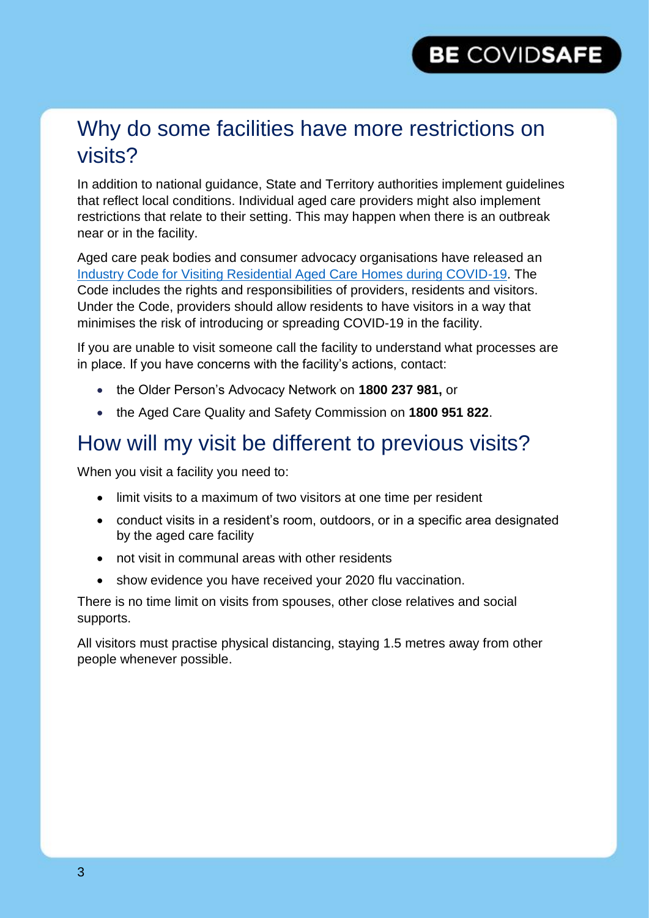BE COVIDSAFE

## Why do some facilities have more restrictions on visits?

In addition to national guidance, State and Territory authorities implement guidelines that reflect local conditions. Individual aged care providers might also implement restrictions that relate to their setting. This may happen when there is an outbreak near or in the facility.

Aged care peak bodies and consumer advocacy organisations have released an Industry Code for Visiting Residential Aged Care Homes during COVID-19. The Code includes the rights and responsibilities of providers, residents and visitors. Under the Code, providers should allow residents to have visitors in a way that minimises the risk of introducing or spreading COVID-19 in the facility.

If you are unable to visit someone call the facility to understand what processes are in place. If you have concerns with the facility's actions, contact:

- the Older Person's Advocacy Network on **1800 237 981,** or
- the Aged Care Quality and Safety Commission on **1800 951 822**.

## How will my visit be different to previous visits?

When you visit a facility you need to:

- limit visits to a maximum of two visitors at one time per resident
- conduct visits in a resident's room, outdoors, or in a specific area designated by the aged care facility
- not visit in communal areas with other residents
- show evidence you have received your 2020 flu vaccination.

There is no time limit on visits from spouses, other close relatives and social supports.

All visitors must practise physical distancing, staying 1.5 metres away from other people whenever possible.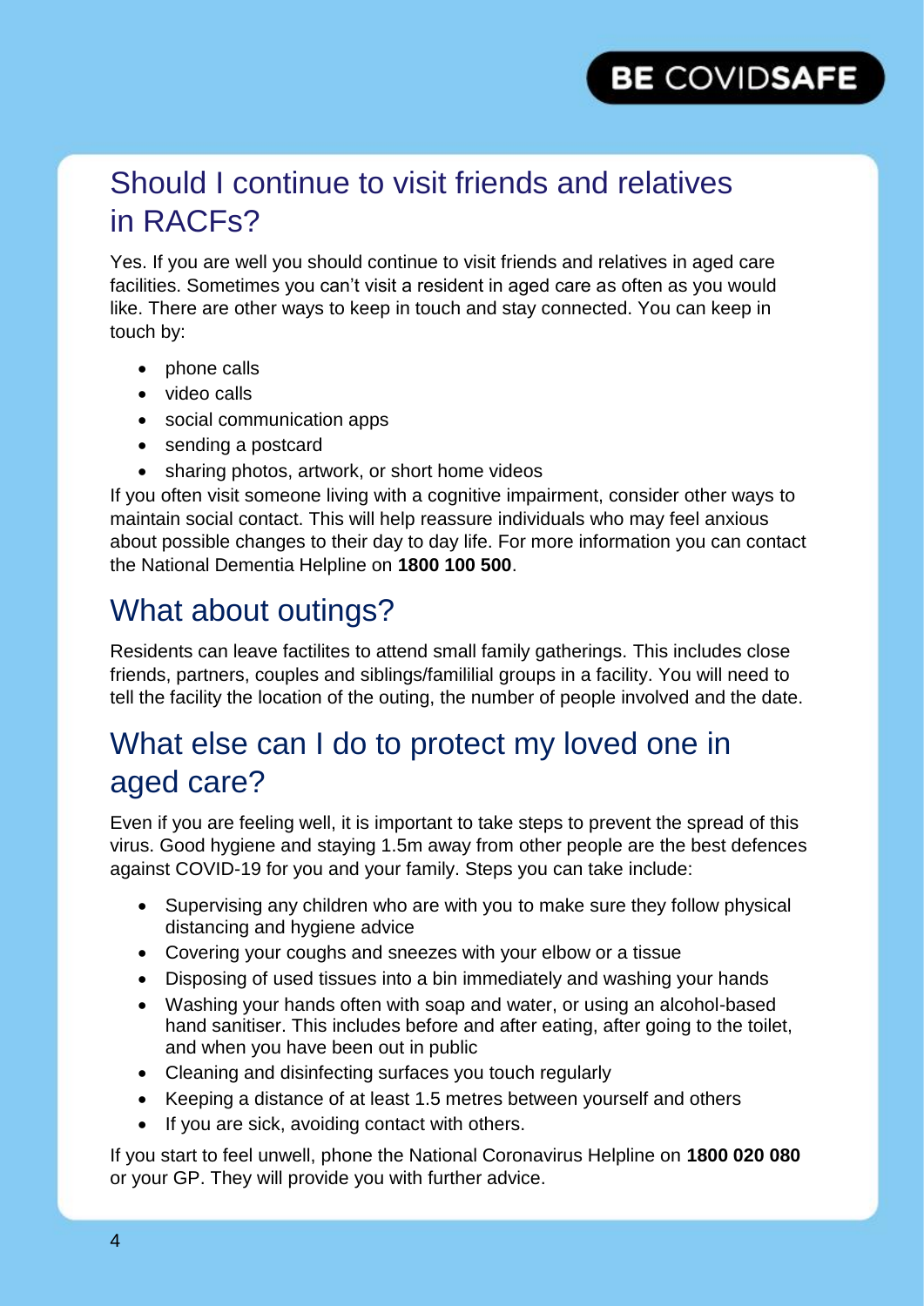BE COVIDSAFE

## Should I continue to visit friends and relatives in RACFs?

Yes. If you are well you should continue to visit friends and relatives in aged care facilities. Sometimes you can't visit a resident in aged care as often as you would like. There are other ways to keep in touch and stay connected. You can keep in touch by:

- phone calls
- video calls
- social communication apps
- sending a postcard
- sharing photos, artwork, or short home videos

If you often visit someone living with a cognitive impairment, consider other ways to maintain social contact. This will help reassure individuals who may feel anxious about possible changes to their day to day life. For more information you can contact the National Dementia Helpline on **1800 100 500**.

## What about outings?

Residents can leave factilites to attend small family gatherings. This includes close friends, partners, couples and siblings/famililial groups in a facility. You will need to tell the facility the location of the outing, the number of people involved and the date.

## What else can I do to protect my loved one in aged care?

Even if you are feeling well, it is important to take steps to prevent the spread of this virus. Good hygiene and staying 1.5m away from other people are the best defences against COVID-19 for you and your family. Steps you can take include:

- Supervising any children who are with you to make sure they follow physical distancing and hygiene advice
- Covering your coughs and sneezes with your elbow or a tissue
- Disposing of used tissues into a bin immediately and washing your hands
- Washing your hands often with soap and water, or using an alcohol-based hand sanitiser. This includes before and after eating, after going to the toilet, and when you have been out in public
- Cleaning and disinfecting surfaces you touch regularly
- Keeping a distance of at least 1.5 metres between yourself and others
- If you are sick, avoiding contact with others.

If you start to feel unwell, phone the National Coronavirus Helpline on **1800 020 080** or your GP. They will provide you with further advice.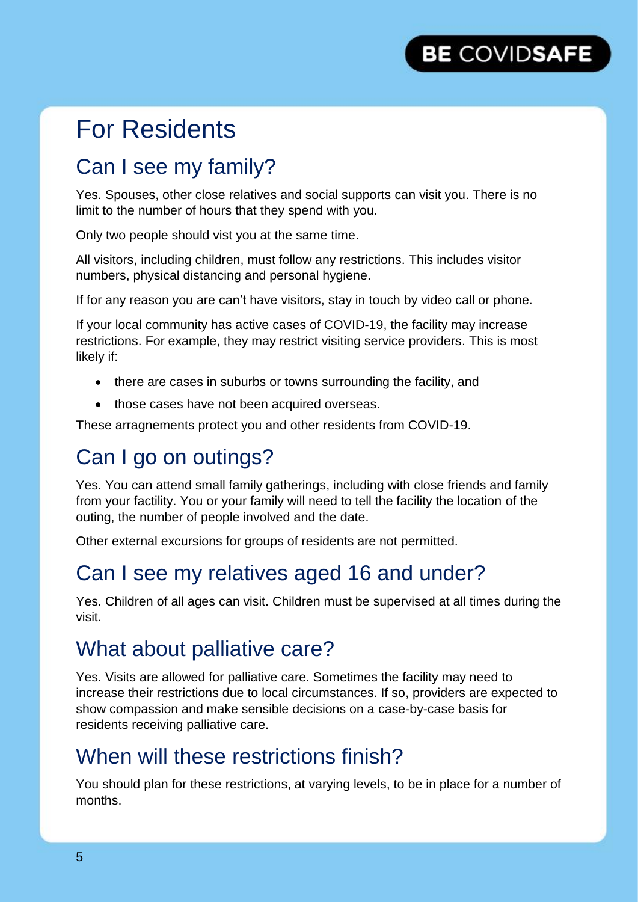BE COVIDSAFE

# For Residents

## Can I see my family?

Yes. Spouses, other close relatives and social supports can visit you. There is no limit to the number of hours that they spend with you.

Only two people should vist you at the same time.

All visitors, including children, must follow any restrictions. This includes visitor numbers, physical distancing and personal hygiene.

If for any reason you are can't have visitors, stay in touch by video call or phone.

If your local community has active cases of COVID-19, the facility may increase restrictions. For example, they may restrict visiting service providers. This is most likely if:

- there are cases in suburbs or towns surrounding the facility, and
- those cases have not been acquired overseas.

These arragnements protect you and other residents from COVID-19.

## Can I go on outings?

Yes. You can attend small family gatherings, including with close friends and family from your factility. You or your family will need to tell the facility the location of the outing, the number of people involved and the date.

Other external excursions for groups of residents are not permitted.

## Can I see my relatives aged 16 and under?

Yes. Children of all ages can visit. Children must be supervised at all times during the visit.

## What about palliative care?

Yes. Visits are allowed for palliative care. Sometimes the facility may need to increase their restrictions due to local circumstances. If so, providers are expected to show compassion and make sensible decisions on a case-by-case basis for residents receiving palliative care.

## When will these restrictions finish?

You should plan for these restrictions, at varying levels, to be in place for a number of months.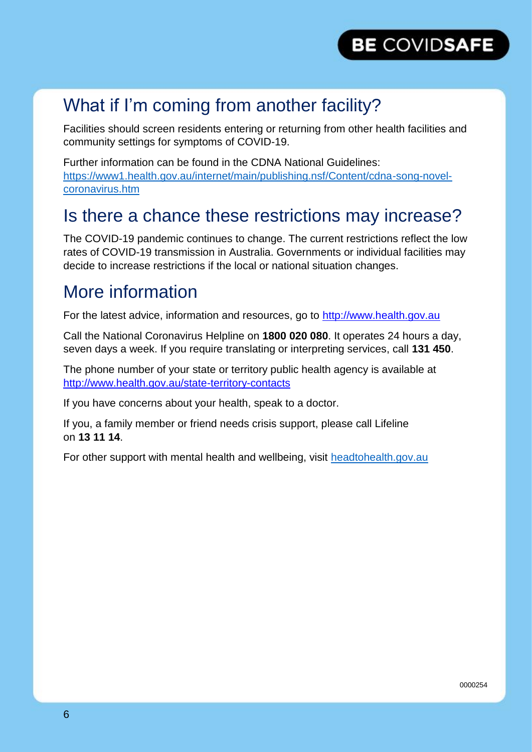**BE COVIDSAFE**

## What if I'm coming from another facility?

Facilities should screen residents entering or returning from other health facilities and community settings for symptoms of COVID-19.

Further information can be found in the CDNA National Guidelines: https://www1.health.gov.au/internet/main/publishing.nsf/Content/cdna-song-novel-coronavirus.htm

## Is there a chance these restrictions may increase?

The COVID-19 pandemic continues to change. The current restrictions reflect the low rates of COVID-19 transmission in Australia. Governments or individual facilities may decide to increase restrictions if the local or national situation changes.

## More information

For the latest advice, information and resources, go to http://www.health.gov.au

Call the National Coronavirus Helpline on **1800 020 080**. It operates 24 hours a day, seven days a week. If you require translating or interpreting services, call **131 450**.

The phone number of your state or territory public health agency is available at http://www.health.gov.au/state-territory-contacts

If you have concerns about your health, speak to a doctor.

If you, a family member or friend needs crisis support, please call Lifeline on **13 11 14**.

For other support with mental health and wellbeing, visit headtohealth.gov.au

0000254